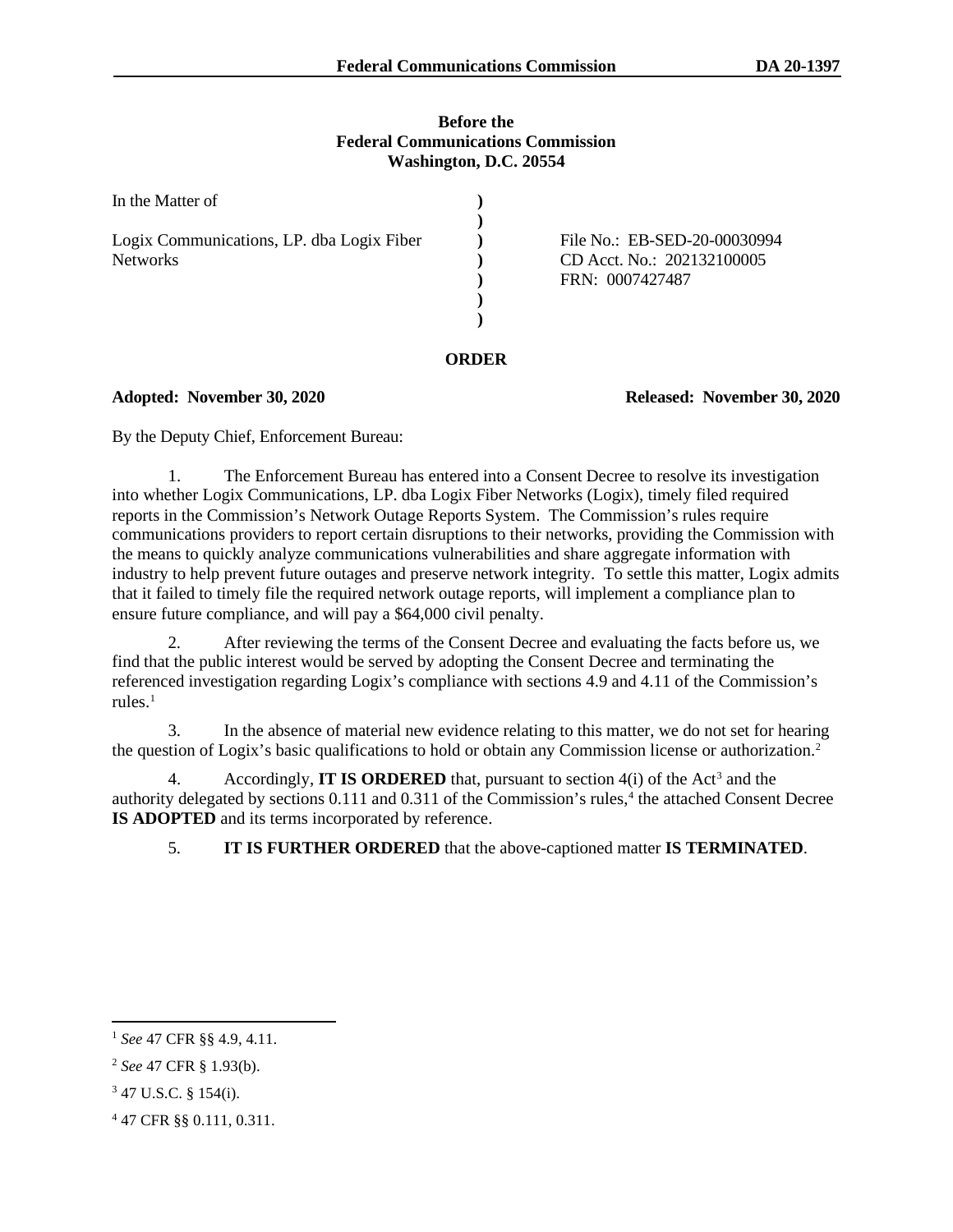**Before the**
**Federal Communications Commission**
**Washington, D.C. 20554**

| In the Matter of | | |
|---|---|---|
| Logix Communications, LP. dba Logix Fiber Networks | ) | File No.: EB-SED-20-00030994 |
| | ) | CD Acct. No.: 202132100005 |
| | ) | FRN: 0007427487 |

**ORDER**

**Adopted: November 30, 2020** **Released: November 30, 2020**

By the Deputy Chief, Enforcement Bureau:

1. The Enforcement Bureau has entered into a Consent Decree to resolve its investigation into whether Logix Communications, LP. dba Logix Fiber Networks (Logix), timely filed required reports in the Commission's Network Outage Reports System. The Commission's rules require communications providers to report certain disruptions to their networks, providing the Commission with the means to quickly analyze communications vulnerabilities and share aggregate information with industry to help prevent future outages and preserve network integrity. To settle this matter, Logix admits that it failed to timely file the required network outage reports, will implement a compliance plan to ensure future compliance, and will pay a $64,000 civil penalty.

2. After reviewing the terms of the Consent Decree and evaluating the facts before us, we find that the public interest would be served by adopting the Consent Decree and terminating the referenced investigation regarding Logix's compliance with sections 4.9 and 4.11 of the Commission's rules.[1]

3. In the absence of material new evidence relating to this matter, we do not set for hearing the question of Logix's basic qualifications to hold or obtain any Commission license or authorization.[2]

4. Accordingly, **IT IS ORDERED** that, pursuant to section 4(i) of the Act[3] and the authority delegated by sections 0.111 and 0.311 of the Commission's rules,[4] the attached Consent Decree **IS ADOPTED** and its terms incorporated by reference.

5. **IT IS FURTHER ORDERED** that the above-captioned matter **IS TERMINATED**.

---

[1] *See* 47 CFR §§ 4.9, 4.11.

[2] *See* 47 CFR § 1.93(b).

[3] 47 U.S.C. § 154(i).

[4] 47 CFR §§ 0.111, 0.311.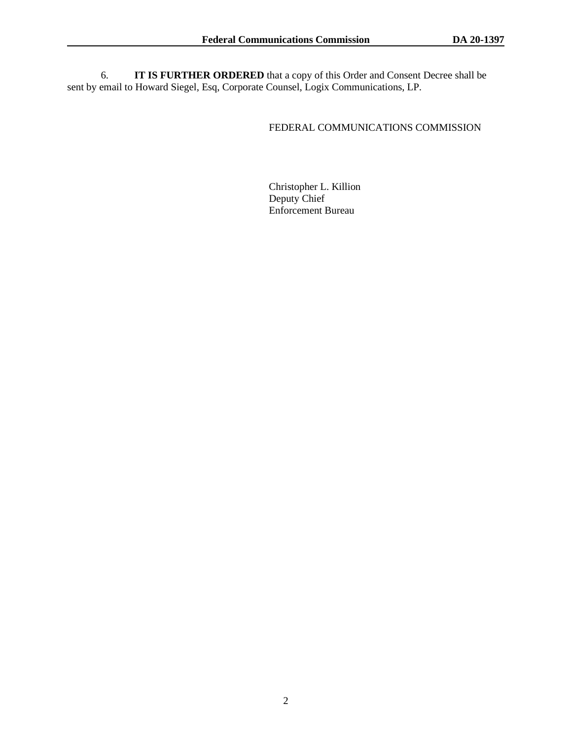6. **IT IS FURTHER ORDERED** that a copy of this Order and Consent Decree shall be sent by email to Howard Siegel, Esq, Corporate Counsel, Logix Communications, LP.

FEDERAL COMMUNICATIONS COMMISSION

Christopher L. Killion
Deputy Chief
Enforcement Bureau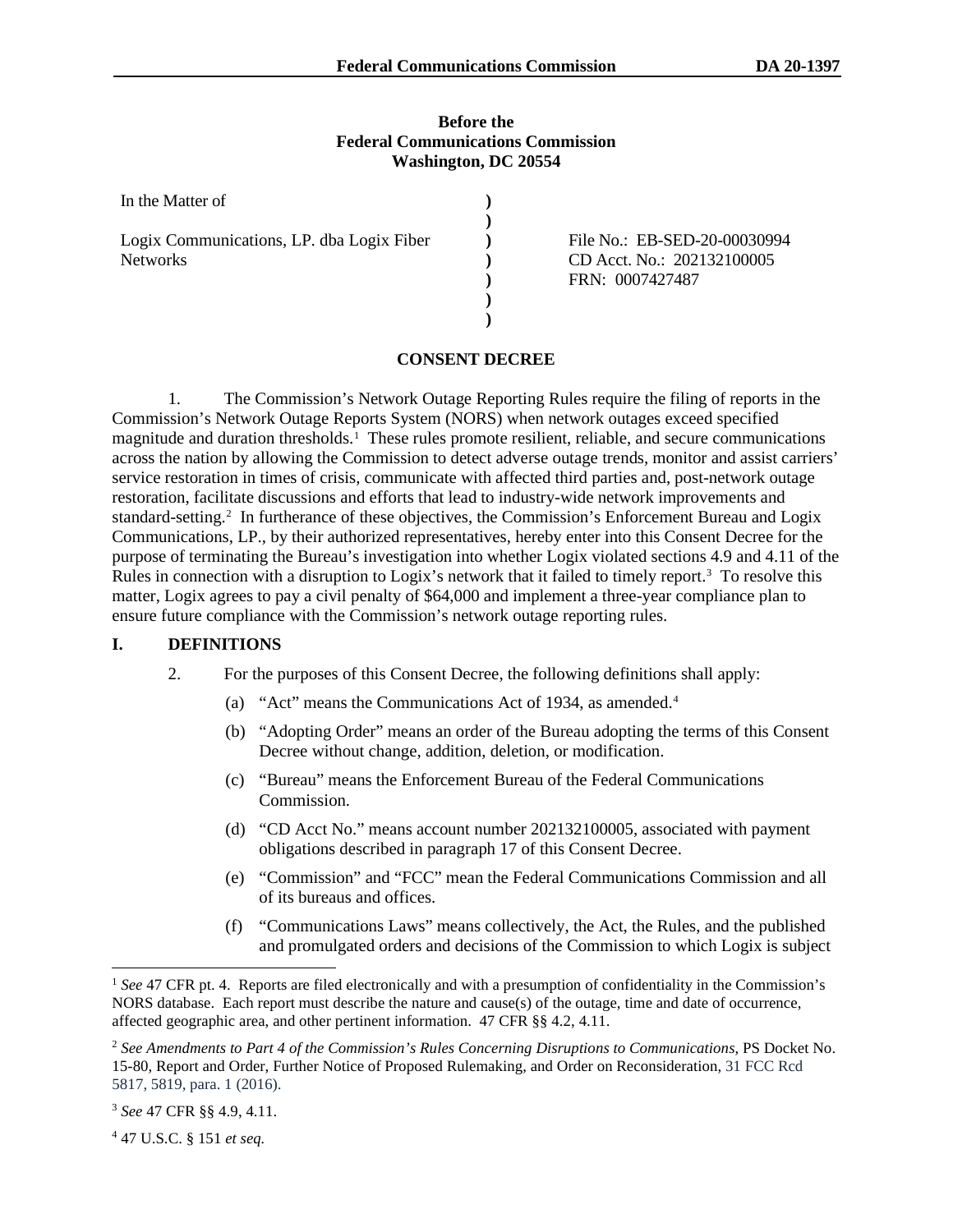Before the
Federal Communications Commission
Washington, DC 20554

| In the Matter of | ) | |
|---|---|---|
| | ) | |
| Logix Communications, LP. dba Logix Fiber Networks | ) | File No.: EB-SED-20-00030994 |
| | ) | CD Acct. No.: 202132100005 |
| | ) | FRN: 0007427487 |
| | ) | |
| | ) | |

## CONSENT DECREE

1. The Commission's Network Outage Reporting Rules require the filing of reports in the Commission's Network Outage Reports System (NORS) when network outages exceed specified magnitude and duration thresholds.[1] These rules promote resilient, reliable, and secure communications across the nation by allowing the Commission to detect adverse outage trends, monitor and assist carriers' service restoration in times of crisis, communicate with affected third parties and, post-network outage restoration, facilitate discussions and efforts that lead to industry-wide network improvements and standard-setting.[2] In furtherance of these objectives, the Commission's Enforcement Bureau and Logix Communications, LP., by their authorized representatives, hereby enter into this Consent Decree for the purpose of terminating the Bureau's investigation into whether Logix violated sections 4.9 and 4.11 of the Rules in connection with a disruption to Logix's network that it failed to timely report.[3] To resolve this matter, Logix agrees to pay a civil penalty of $64,000 and implement a three-year compliance plan to ensure future compliance with the Commission's network outage reporting rules.

## I. DEFINITIONS

2. For the purposes of this Consent Decree, the following definitions shall apply:

(a) "Act" means the Communications Act of 1934, as amended.[4]

(b) "Adopting Order" means an order of the Bureau adopting the terms of this Consent Decree without change, addition, deletion, or modification.

(c) "Bureau" means the Enforcement Bureau of the Federal Communications Commission.

(d) "CD Acct No." means account number 202132100005, associated with payment obligations described in paragraph 17 of this Consent Decree.

(e) "Commission" and "FCC" mean the Federal Communications Commission and all of its bureaus and offices.

(f) "Communications Laws" means collectively, the Act, the Rules, and the published and promulgated orders and decisions of the Commission to which Logix is subject

---

[1] *See* 47 CFR pt. 4. Reports are filed electronically and with a presumption of confidentiality in the Commission's NORS database. Each report must describe the nature and cause(s) of the outage, time and date of occurrence, affected geographic area, and other pertinent information. 47 CFR §§ 4.2, 4.11.

[2] *See Amendments to Part 4 of the Commission's Rules Concerning Disruptions to Communications*, PS Docket No. 15-80, Report and Order, Further Notice of Proposed Rulemaking, and Order on Reconsideration, 31 FCC Rcd 5817, 5819, para. 1 (2016).

[3] *See* 47 CFR §§ 4.9, 4.11.

[4] 47 U.S.C. § 151 *et seq.*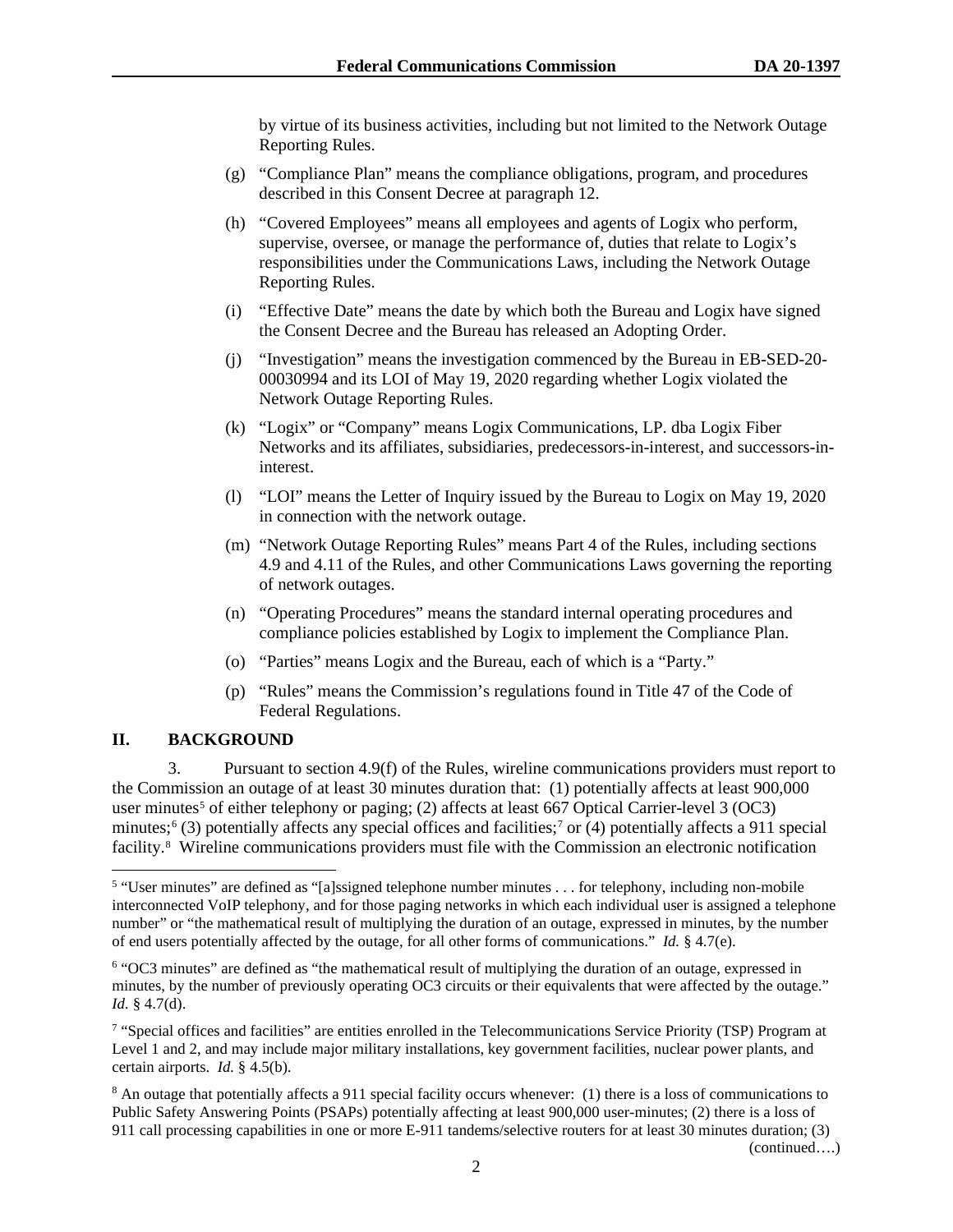by virtue of its business activities, including but not limited to the Network Outage Reporting Rules.

(g) "Compliance Plan" means the compliance obligations, program, and procedures described in this Consent Decree at paragraph 12.

(h) "Covered Employees" means all employees and agents of Logix who perform, supervise, oversee, or manage the performance of, duties that relate to Logix's responsibilities under the Communications Laws, including the Network Outage Reporting Rules.

(i) "Effective Date" means the date by which both the Bureau and Logix have signed the Consent Decree and the Bureau has released an Adopting Order.

(j) "Investigation" means the investigation commenced by the Bureau in EB-SED-20-00030994 and its LOI of May 19, 2020 regarding whether Logix violated the Network Outage Reporting Rules.

(k) "Logix" or "Company" means Logix Communications, LP. dba Logix Fiber Networks and its affiliates, subsidiaries, predecessors-in-interest, and successors-in-interest.

(l) "LOI" means the Letter of Inquiry issued by the Bureau to Logix on May 19, 2020 in connection with the network outage.

(m) "Network Outage Reporting Rules" means Part 4 of the Rules, including sections 4.9 and 4.11 of the Rules, and other Communications Laws governing the reporting of network outages.

(n) "Operating Procedures" means the standard internal operating procedures and compliance policies established by Logix to implement the Compliance Plan.

(o) "Parties" means Logix and the Bureau, each of which is a "Party."

(p) "Rules" means the Commission's regulations found in Title 47 of the Code of Federal Regulations.

## II. BACKGROUND

3. Pursuant to section 4.9(f) of the Rules, wireline communications providers must report to the Commission an outage of at least 30 minutes duration that: (1) potentially affects at least 900,000 user minutes[5] of either telephony or paging; (2) affects at least 667 Optical Carrier-level 3 (OC3) minutes;[6] (3) potentially affects any special offices and facilities;[7] or (4) potentially affects a 911 special facility.[8] Wireline communications providers must file with the Commission an electronic notification

---

[5] "User minutes" are defined as "[a]ssigned telephone number minutes . . . for telephony, including non-mobile interconnected VoIP telephony, and for those paging networks in which each individual user is assigned a telephone number" or "the mathematical result of multiplying the duration of an outage, expressed in minutes, by the number of end users potentially affected by the outage, for all other forms of communications." *Id.* § 4.7(e).

[6] "OC3 minutes" are defined as "the mathematical result of multiplying the duration of an outage, expressed in minutes, by the number of previously operating OC3 circuits or their equivalents that were affected by the outage." *Id.* § 4.7(d).

[7] "Special offices and facilities" are entities enrolled in the Telecommunications Service Priority (TSP) Program at Level 1 and 2, and may include major military installations, key government facilities, nuclear power plants, and certain airports. *Id.* § 4.5(b).

[8] An outage that potentially affects a 911 special facility occurs whenever: (1) there is a loss of communications to Public Safety Answering Points (PSAPs) potentially affecting at least 900,000 user-minutes; (2) there is a loss of 911 call processing capabilities in one or more E-911 tandems/selective routers for at least 30 minutes duration; (3)

(continued….)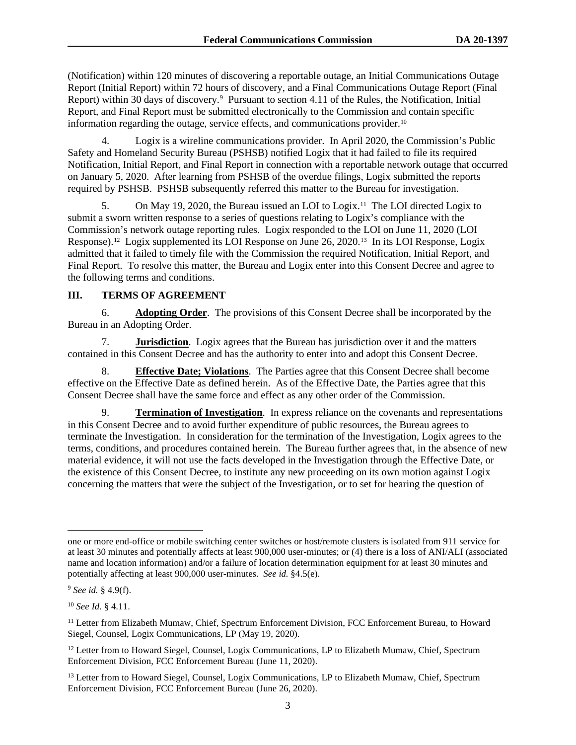(Notification) within 120 minutes of discovering a reportable outage, an Initial Communications Outage Report (Initial Report) within 72 hours of discovery, and a Final Communications Outage Report (Final Report) within 30 days of discovery.[9] Pursuant to section 4.11 of the Rules, the Notification, Initial Report, and Final Report must be submitted electronically to the Commission and contain specific information regarding the outage, service effects, and communications provider.[10]

4. Logix is a wireline communications provider. In April 2020, the Commission's Public Safety and Homeland Security Bureau (PSHSB) notified Logix that it had failed to file its required Notification, Initial Report, and Final Report in connection with a reportable network outage that occurred on January 5, 2020. After learning from PSHSB of the overdue filings, Logix submitted the reports required by PSHSB. PSHSB subsequently referred this matter to the Bureau for investigation.

5. On May 19, 2020, the Bureau issued an LOI to Logix.[11] The LOI directed Logix to submit a sworn written response to a series of questions relating to Logix's compliance with the Commission's network outage reporting rules. Logix responded to the LOI on June 11, 2020 (LOI Response).[12] Logix supplemented its LOI Response on June 26, 2020.[13] In its LOI Response, Logix admitted that it failed to timely file with the Commission the required Notification, Initial Report, and Final Report. To resolve this matter, the Bureau and Logix enter into this Consent Decree and agree to the following terms and conditions.

## III. TERMS OF AGREEMENT

6. **Adopting Order**. The provisions of this Consent Decree shall be incorporated by the Bureau in an Adopting Order.

7. **Jurisdiction**. Logix agrees that the Bureau has jurisdiction over it and the matters contained in this Consent Decree and has the authority to enter into and adopt this Consent Decree.

8. **Effective Date; Violations**. The Parties agree that this Consent Decree shall become effective on the Effective Date as defined herein. As of the Effective Date, the Parties agree that this Consent Decree shall have the same force and effect as any other order of the Commission.

9. **Termination of Investigation**. In express reliance on the covenants and representations in this Consent Decree and to avoid further expenditure of public resources, the Bureau agrees to terminate the Investigation. In consideration for the termination of the Investigation, Logix agrees to the terms, conditions, and procedures contained herein. The Bureau further agrees that, in the absence of new material evidence, it will not use the facts developed in the Investigation through the Effective Date, or the existence of this Consent Decree, to institute any new proceeding on its own motion against Logix concerning the matters that were the subject of the Investigation, or to set for hearing the question of

---

one or more end-office or mobile switching center switches or host/remote clusters is isolated from 911 service for at least 30 minutes and potentially affects at least 900,000 user-minutes; or (4) there is a loss of ANI/ALI (associated name and location information) and/or a failure of location determination equipment for at least 30 minutes and potentially affecting at least 900,000 user-minutes. *See id.* §4.5(e).

[9] *See id.* § 4.9(f).

[10] *See Id.* § 4.11.

[11] Letter from Elizabeth Mumaw, Chief, Spectrum Enforcement Division, FCC Enforcement Bureau, to Howard Siegel, Counsel, Logix Communications, LP (May 19, 2020).

[12] Letter from to Howard Siegel, Counsel, Logix Communications, LP to Elizabeth Mumaw, Chief, Spectrum Enforcement Division, FCC Enforcement Bureau (June 11, 2020).

[13] Letter from to Howard Siegel, Counsel, Logix Communications, LP to Elizabeth Mumaw, Chief, Spectrum Enforcement Division, FCC Enforcement Bureau (June 26, 2020).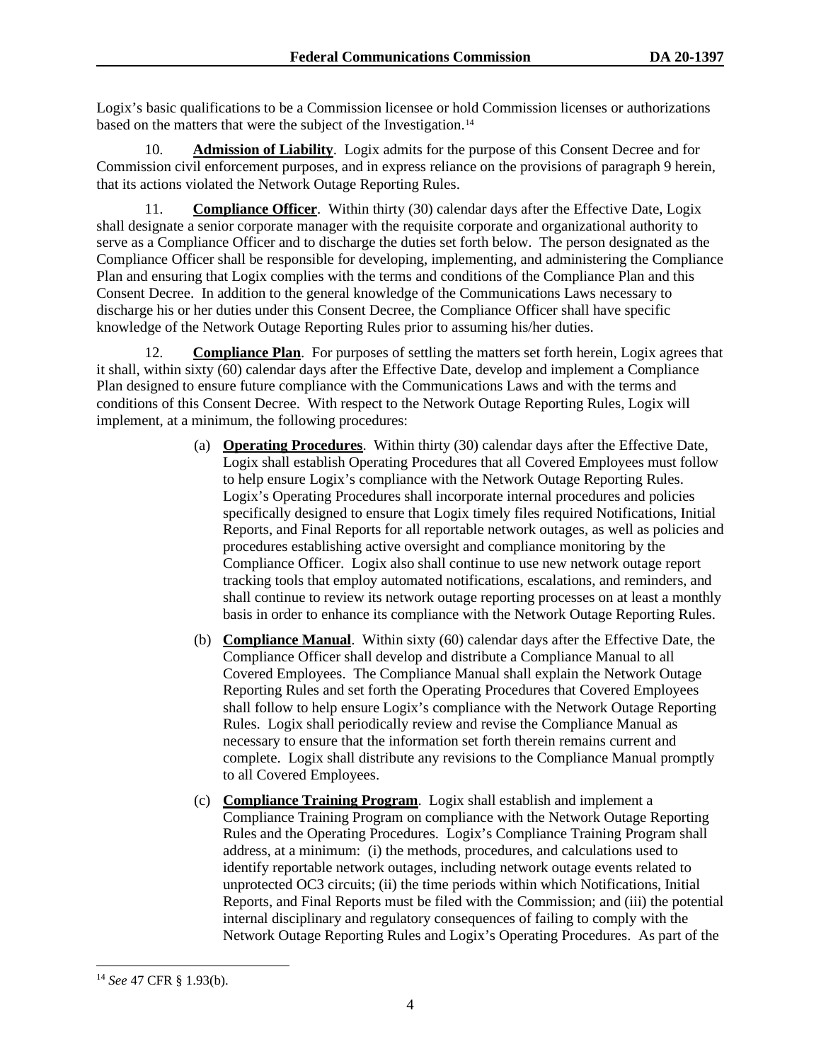Logix's basic qualifications to be a Commission licensee or hold Commission licenses or authorizations based on the matters that were the subject of the Investigation.[14]

10. **Admission of Liability**. Logix admits for the purpose of this Consent Decree and for Commission civil enforcement purposes, and in express reliance on the provisions of paragraph 9 herein, that its actions violated the Network Outage Reporting Rules.

11. **Compliance Officer**. Within thirty (30) calendar days after the Effective Date, Logix shall designate a senior corporate manager with the requisite corporate and organizational authority to serve as a Compliance Officer and to discharge the duties set forth below. The person designated as the Compliance Officer shall be responsible for developing, implementing, and administering the Compliance Plan and ensuring that Logix complies with the terms and conditions of the Compliance Plan and this Consent Decree. In addition to the general knowledge of the Communications Laws necessary to discharge his or her duties under this Consent Decree, the Compliance Officer shall have specific knowledge of the Network Outage Reporting Rules prior to assuming his/her duties.

12. **Compliance Plan**. For purposes of settling the matters set forth herein, Logix agrees that it shall, within sixty (60) calendar days after the Effective Date, develop and implement a Compliance Plan designed to ensure future compliance with the Communications Laws and with the terms and conditions of this Consent Decree. With respect to the Network Outage Reporting Rules, Logix will implement, at a minimum, the following procedures:

(a) **Operating Procedures**. Within thirty (30) calendar days after the Effective Date, Logix shall establish Operating Procedures that all Covered Employees must follow to help ensure Logix's compliance with the Network Outage Reporting Rules. Logix's Operating Procedures shall incorporate internal procedures and policies specifically designed to ensure that Logix timely files required Notifications, Initial Reports, and Final Reports for all reportable network outages, as well as policies and procedures establishing active oversight and compliance monitoring by the Compliance Officer. Logix also shall continue to use new network outage report tracking tools that employ automated notifications, escalations, and reminders, and shall continue to review its network outage reporting processes on at least a monthly basis in order to enhance its compliance with the Network Outage Reporting Rules.

(b) **Compliance Manual**. Within sixty (60) calendar days after the Effective Date, the Compliance Officer shall develop and distribute a Compliance Manual to all Covered Employees. The Compliance Manual shall explain the Network Outage Reporting Rules and set forth the Operating Procedures that Covered Employees shall follow to help ensure Logix's compliance with the Network Outage Reporting Rules. Logix shall periodically review and revise the Compliance Manual as necessary to ensure that the information set forth therein remains current and complete. Logix shall distribute any revisions to the Compliance Manual promptly to all Covered Employees.

(c) **Compliance Training Program**. Logix shall establish and implement a Compliance Training Program on compliance with the Network Outage Reporting Rules and the Operating Procedures. Logix's Compliance Training Program shall address, at a minimum: (i) the methods, procedures, and calculations used to identify reportable network outages, including network outage events related to unprotected OC3 circuits; (ii) the time periods within which Notifications, Initial Reports, and Final Reports must be filed with the Commission; and (iii) the potential internal disciplinary and regulatory consequences of failing to comply with the Network Outage Reporting Rules and Logix's Operating Procedures. As part of the

[14] *See* 47 CFR § 1.93(b).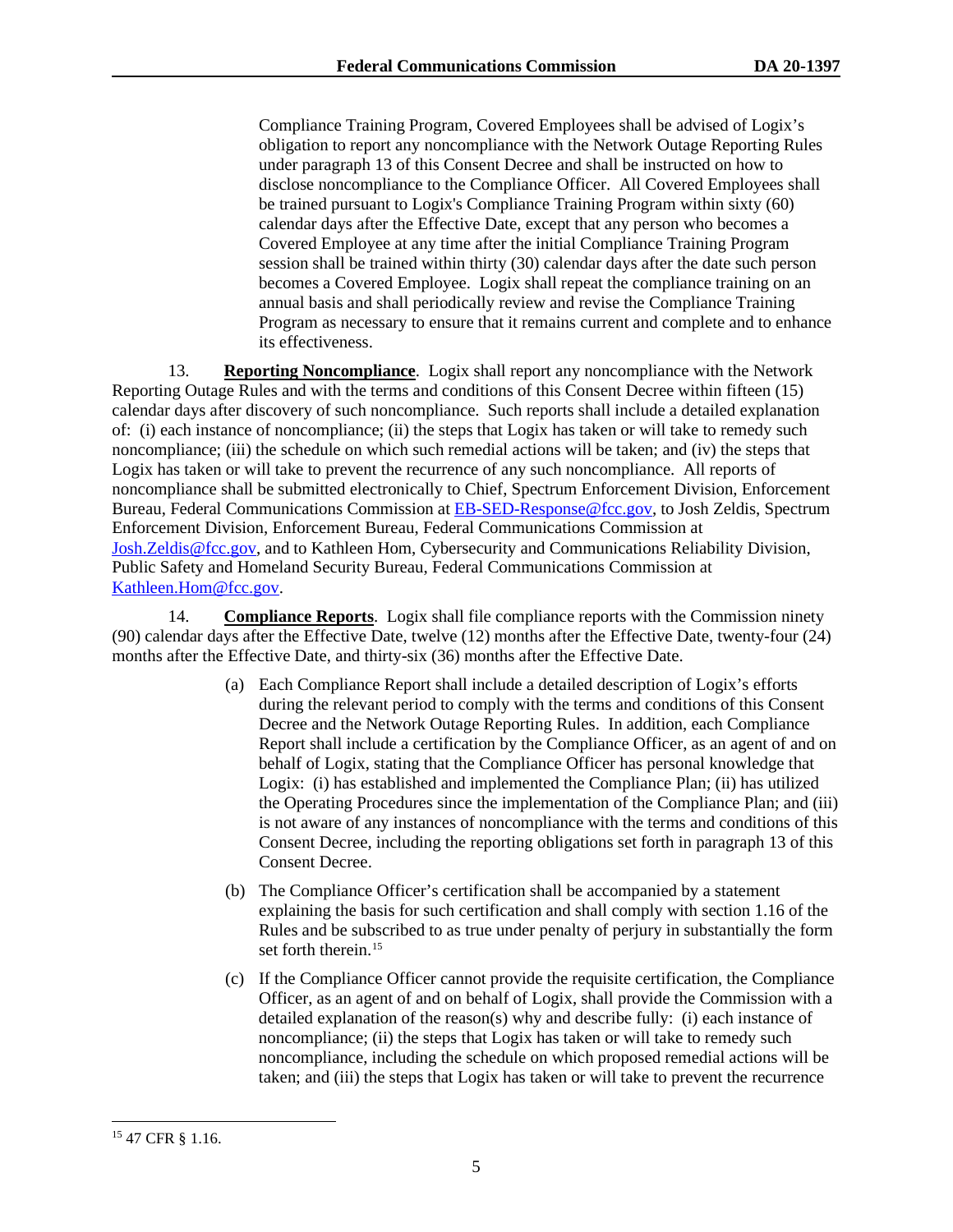Compliance Training Program, Covered Employees shall be advised of Logix's obligation to report any noncompliance with the Network Outage Reporting Rules under paragraph 13 of this Consent Decree and shall be instructed on how to disclose noncompliance to the Compliance Officer. All Covered Employees shall be trained pursuant to Logix's Compliance Training Program within sixty (60) calendar days after the Effective Date, except that any person who becomes a Covered Employee at any time after the initial Compliance Training Program session shall be trained within thirty (30) calendar days after the date such person becomes a Covered Employee. Logix shall repeat the compliance training on an annual basis and shall periodically review and revise the Compliance Training Program as necessary to ensure that it remains current and complete and to enhance its effectiveness.

13. **Reporting Noncompliance**. Logix shall report any noncompliance with the Network Reporting Outage Rules and with the terms and conditions of this Consent Decree within fifteen (15) calendar days after discovery of such noncompliance. Such reports shall include a detailed explanation of: (i) each instance of noncompliance; (ii) the steps that Logix has taken or will take to remedy such noncompliance; (iii) the schedule on which such remedial actions will be taken; and (iv) the steps that Logix has taken or will take to prevent the recurrence of any such noncompliance. All reports of noncompliance shall be submitted electronically to Chief, Spectrum Enforcement Division, Enforcement Bureau, Federal Communications Commission at EB-SED-Response@fcc.gov, to Josh Zeldis, Spectrum Enforcement Division, Enforcement Bureau, Federal Communications Commission at Josh.Zeldis@fcc.gov, and to Kathleen Hom, Cybersecurity and Communications Reliability Division, Public Safety and Homeland Security Bureau, Federal Communications Commission at Kathleen.Hom@fcc.gov.

14. **Compliance Reports**. Logix shall file compliance reports with the Commission ninety (90) calendar days after the Effective Date, twelve (12) months after the Effective Date, twenty-four (24) months after the Effective Date, and thirty-six (36) months after the Effective Date.

(a) Each Compliance Report shall include a detailed description of Logix's efforts during the relevant period to comply with the terms and conditions of this Consent Decree and the Network Outage Reporting Rules. In addition, each Compliance Report shall include a certification by the Compliance Officer, as an agent of and on behalf of Logix, stating that the Compliance Officer has personal knowledge that Logix: (i) has established and implemented the Compliance Plan; (ii) has utilized the Operating Procedures since the implementation of the Compliance Plan; and (iii) is not aware of any instances of noncompliance with the terms and conditions of this Consent Decree, including the reporting obligations set forth in paragraph 13 of this Consent Decree.

(b) The Compliance Officer's certification shall be accompanied by a statement explaining the basis for such certification and shall comply with section 1.16 of the Rules and be subscribed to as true under penalty of perjury in substantially the form set forth therein.[15]

(c) If the Compliance Officer cannot provide the requisite certification, the Compliance Officer, as an agent of and on behalf of Logix, shall provide the Commission with a detailed explanation of the reason(s) why and describe fully: (i) each instance of noncompliance; (ii) the steps that Logix has taken or will take to remedy such noncompliance, including the schedule on which proposed remedial actions will be taken; and (iii) the steps that Logix has taken or will take to prevent the recurrence

---

[15] 47 CFR § 1.16.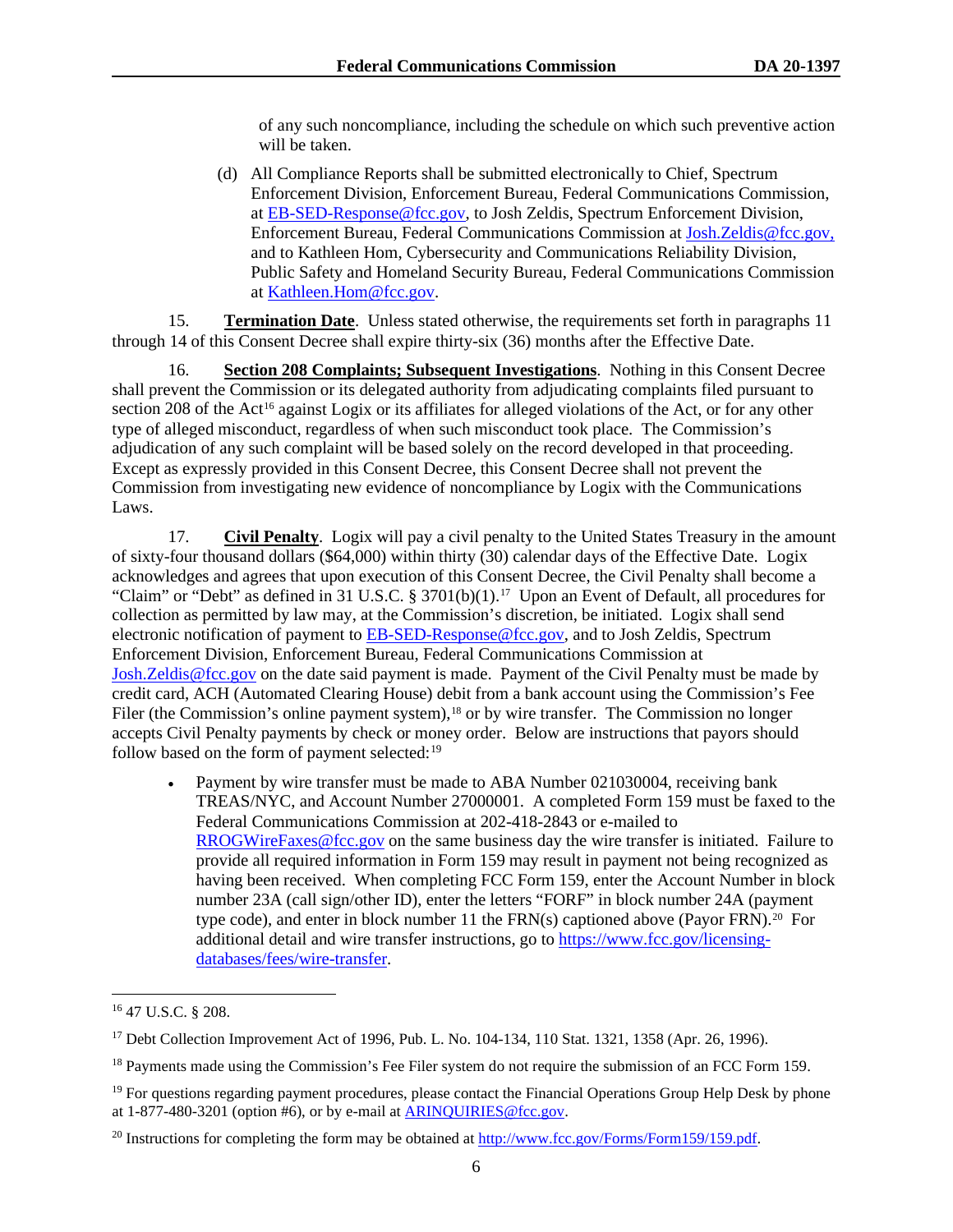of any such noncompliance, including the schedule on which such preventive action will be taken.

(d) All Compliance Reports shall be submitted electronically to Chief, Spectrum Enforcement Division, Enforcement Bureau, Federal Communications Commission, at EB-SED-Response@fcc.gov, to Josh Zeldis, Spectrum Enforcement Division, Enforcement Bureau, Federal Communications Commission at Josh.Zeldis@fcc.gov, and to Kathleen Hom, Cybersecurity and Communications Reliability Division, Public Safety and Homeland Security Bureau, Federal Communications Commission at Kathleen.Hom@fcc.gov.

15. **Termination Date**. Unless stated otherwise, the requirements set forth in paragraphs 11 through 14 of this Consent Decree shall expire thirty-six (36) months after the Effective Date.

16. **Section 208 Complaints; Subsequent Investigations**. Nothing in this Consent Decree shall prevent the Commission or its delegated authority from adjudicating complaints filed pursuant to section 208 of the Act[16] against Logix or its affiliates for alleged violations of the Act, or for any other type of alleged misconduct, regardless of when such misconduct took place. The Commission's adjudication of any such complaint will be based solely on the record developed in that proceeding. Except as expressly provided in this Consent Decree, this Consent Decree shall not prevent the Commission from investigating new evidence of noncompliance by Logix with the Communications Laws.

17. **Civil Penalty**. Logix will pay a civil penalty to the United States Treasury in the amount of sixty-four thousand dollars ($64,000) within thirty (30) calendar days of the Effective Date. Logix acknowledges and agrees that upon execution of this Consent Decree, the Civil Penalty shall become a "Claim" or "Debt" as defined in 31 U.S.C. § 3701(b)(1).[17] Upon an Event of Default, all procedures for collection as permitted by law may, at the Commission's discretion, be initiated. Logix shall send electronic notification of payment to EB-SED-Response@fcc.gov, and to Josh Zeldis, Spectrum Enforcement Division, Enforcement Bureau, Federal Communications Commission at Josh.Zeldis@fcc.gov on the date said payment is made. Payment of the Civil Penalty must be made by credit card, ACH (Automated Clearing House) debit from a bank account using the Commission's Fee Filer (the Commission's online payment system),[18] or by wire transfer. The Commission no longer accepts Civil Penalty payments by check or money order. Below are instructions that payors should follow based on the form of payment selected:[19]

- Payment by wire transfer must be made to ABA Number 021030004, receiving bank TREAS/NYC, and Account Number 27000001. A completed Form 159 must be faxed to the Federal Communications Commission at 202-418-2843 or e-mailed to RROGWireFaxes@fcc.gov on the same business day the wire transfer is initiated. Failure to provide all required information in Form 159 may result in payment not being recognized as having been received. When completing FCC Form 159, enter the Account Number in block number 23A (call sign/other ID), enter the letters "FORF" in block number 24A (payment type code), and enter in block number 11 the FRN(s) captioned above (Payor FRN).[20] For additional detail and wire transfer instructions, go to https://www.fcc.gov/licensing-databases/fees/wire-transfer.

---

[16] 47 U.S.C. § 208.

[17] Debt Collection Improvement Act of 1996, Pub. L. No. 104-134, 110 Stat. 1321, 1358 (Apr. 26, 1996).

[18] Payments made using the Commission's Fee Filer system do not require the submission of an FCC Form 159.

[19] For questions regarding payment procedures, please contact the Financial Operations Group Help Desk by phone at 1-877-480-3201 (option #6), or by e-mail at ARINQUIRIES@fcc.gov.

[20] Instructions for completing the form may be obtained at http://www.fcc.gov/Forms/Form159/159.pdf.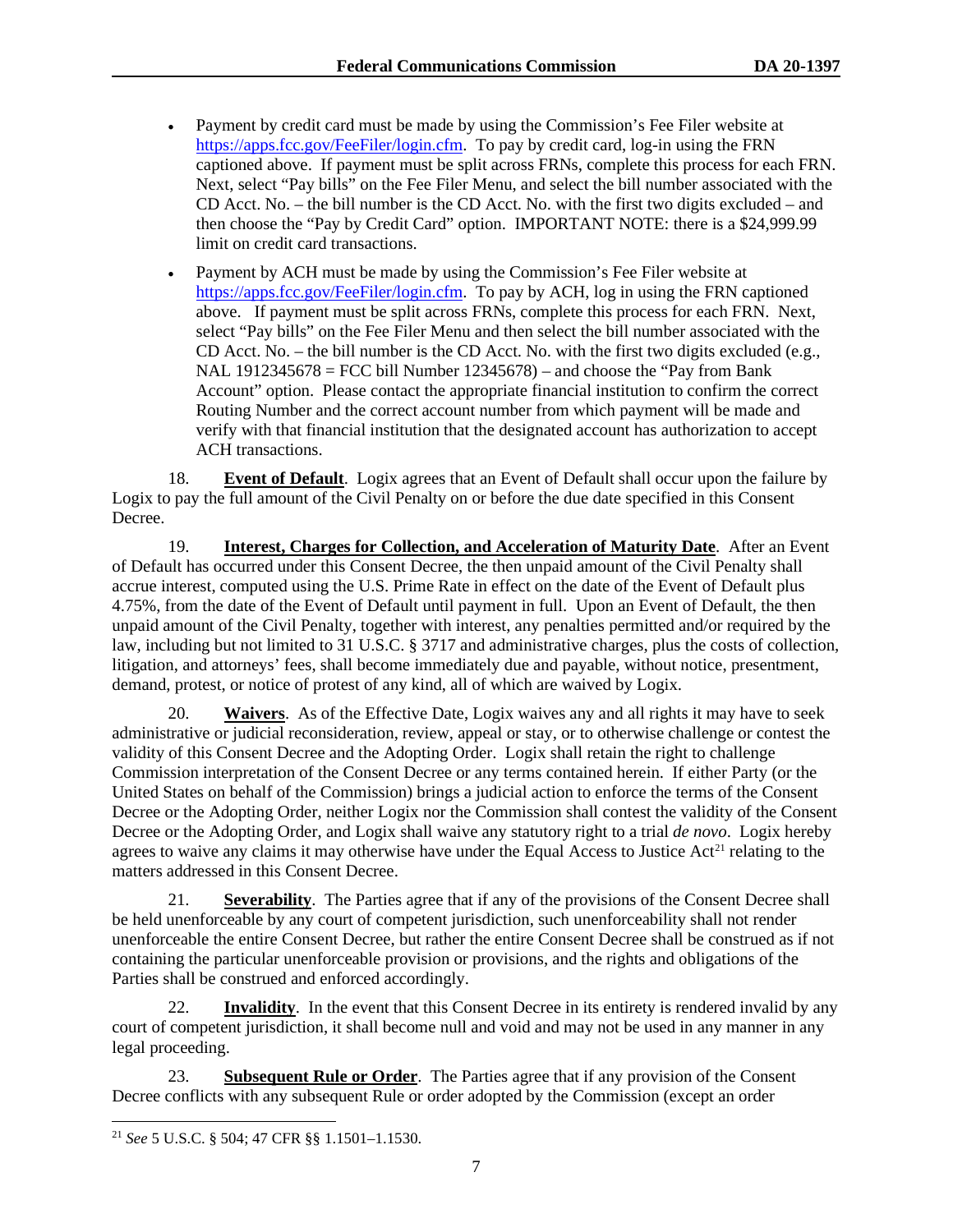- Payment by credit card must be made by using the Commission's Fee Filer website at https://apps.fcc.gov/FeeFiler/login.cfm. To pay by credit card, log-in using the FRN captioned above. If payment must be split across FRNs, complete this process for each FRN. Next, select "Pay bills" on the Fee Filer Menu, and select the bill number associated with the CD Acct. No. – the bill number is the CD Acct. No. with the first two digits excluded – and then choose the "Pay by Credit Card" option. IMPORTANT NOTE: there is a $24,999.99 limit on credit card transactions.
- Payment by ACH must be made by using the Commission's Fee Filer website at https://apps.fcc.gov/FeeFiler/login.cfm. To pay by ACH, log in using the FRN captioned above. If payment must be split across FRNs, complete this process for each FRN. Next, select "Pay bills" on the Fee Filer Menu and then select the bill number associated with the CD Acct. No. – the bill number is the CD Acct. No. with the first two digits excluded (e.g., NAL 1912345678 = FCC bill Number 12345678) – and choose the "Pay from Bank Account" option. Please contact the appropriate financial institution to confirm the correct Routing Number and the correct account number from which payment will be made and verify with that financial institution that the designated account has authorization to accept ACH transactions.

18. **Event of Default**. Logix agrees that an Event of Default shall occur upon the failure by Logix to pay the full amount of the Civil Penalty on or before the due date specified in this Consent Decree.

19. **Interest, Charges for Collection, and Acceleration of Maturity Date**. After an Event of Default has occurred under this Consent Decree, the then unpaid amount of the Civil Penalty shall accrue interest, computed using the U.S. Prime Rate in effect on the date of the Event of Default plus 4.75%, from the date of the Event of Default until payment in full. Upon an Event of Default, the then unpaid amount of the Civil Penalty, together with interest, any penalties permitted and/or required by the law, including but not limited to 31 U.S.C. § 3717 and administrative charges, plus the costs of collection, litigation, and attorneys' fees, shall become immediately due and payable, without notice, presentment, demand, protest, or notice of protest of any kind, all of which are waived by Logix.

20. **Waivers**. As of the Effective Date, Logix waives any and all rights it may have to seek administrative or judicial reconsideration, review, appeal or stay, or to otherwise challenge or contest the validity of this Consent Decree and the Adopting Order. Logix shall retain the right to challenge Commission interpretation of the Consent Decree or any terms contained herein. If either Party (or the United States on behalf of the Commission) brings a judicial action to enforce the terms of the Consent Decree or the Adopting Order, neither Logix nor the Commission shall contest the validity of the Consent Decree or the Adopting Order, and Logix shall waive any statutory right to a trial *de novo*. Logix hereby agrees to waive any claims it may otherwise have under the Equal Access to Justice Act[21] relating to the matters addressed in this Consent Decree.

21. **Severability**. The Parties agree that if any of the provisions of the Consent Decree shall be held unenforceable by any court of competent jurisdiction, such unenforceability shall not render unenforceable the entire Consent Decree, but rather the entire Consent Decree shall be construed as if not containing the particular unenforceable provision or provisions, and the rights and obligations of the Parties shall be construed and enforced accordingly.

22. **Invalidity**. In the event that this Consent Decree in its entirety is rendered invalid by any court of competent jurisdiction, it shall become null and void and may not be used in any manner in any legal proceeding.

23. **Subsequent Rule or Order**. The Parties agree that if any provision of the Consent Decree conflicts with any subsequent Rule or order adopted by the Commission (except an order

[21] *See* 5 U.S.C. § 504; 47 CFR §§ 1.1501–1.1530.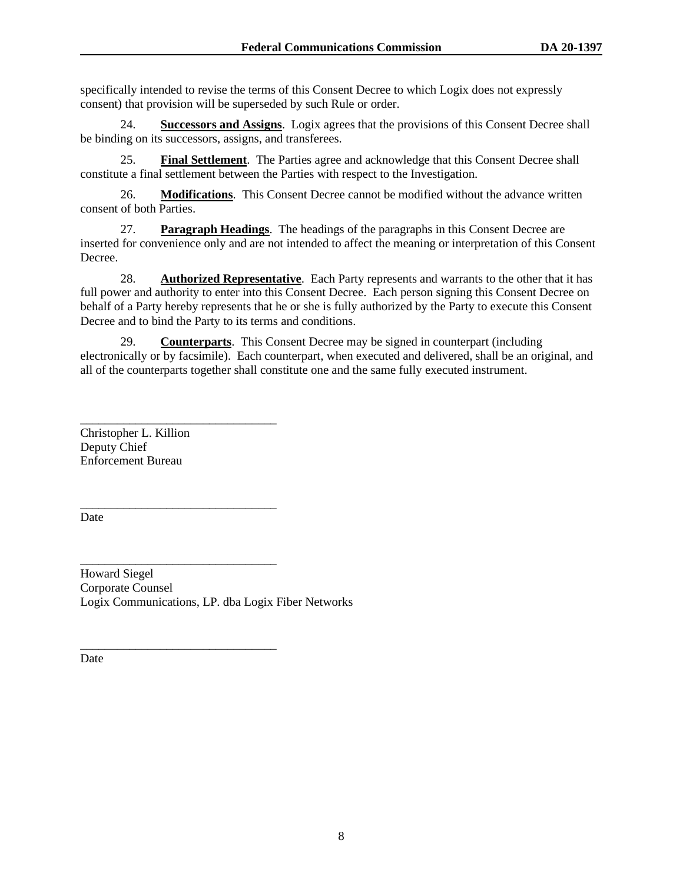specifically intended to revise the terms of this Consent Decree to which Logix does not expressly consent) that provision will be superseded by such Rule or order.

24. **Successors and Assigns**. Logix agrees that the provisions of this Consent Decree shall be binding on its successors, assigns, and transferees.

25. **Final Settlement**. The Parties agree and acknowledge that this Consent Decree shall constitute a final settlement between the Parties with respect to the Investigation.

26. **Modifications**. This Consent Decree cannot be modified without the advance written consent of both Parties.

27. **Paragraph Headings**. The headings of the paragraphs in this Consent Decree are inserted for convenience only and are not intended to affect the meaning or interpretation of this Consent Decree.

28. **Authorized Representative**. Each Party represents and warrants to the other that it has full power and authority to enter into this Consent Decree. Each person signing this Consent Decree on behalf of a Party hereby represents that he or she is fully authorized by the Party to execute this Consent Decree and to bind the Party to its terms and conditions.

29. **Counterparts**. This Consent Decree may be signed in counterpart (including electronically or by facsimile). Each counterpart, when executed and delivered, shall be an original, and all of the counterparts together shall constitute one and the same fully executed instrument.

________________________________
Christopher L. Killion
Deputy Chief
Enforcement Bureau

________________________________
Date

________________________________
Howard Siegel
Corporate Counsel
Logix Communications, LP. dba Logix Fiber Networks

________________________________
Date